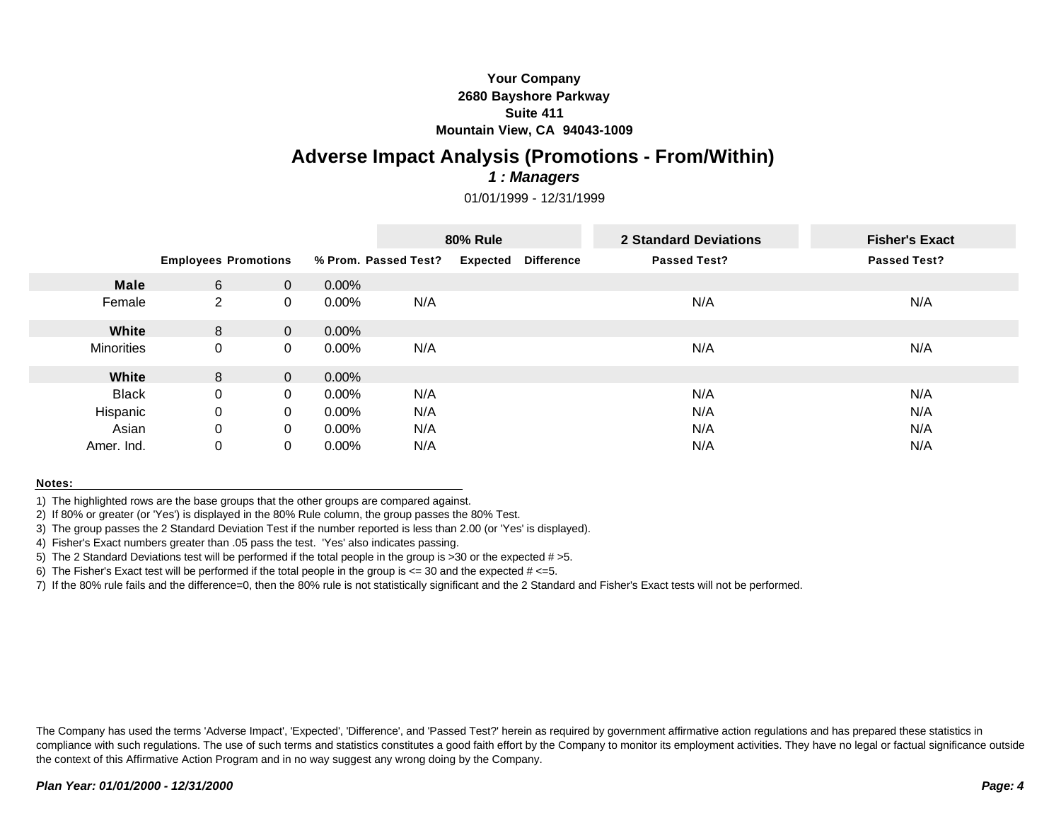**Your Company**
**2680 Bayshore Parkway**
**Suite 411**
**Mountain View, CA 94043-1009**

# Adverse Impact Analysis (Promotions - From/Within)

***1 : Managers***

01/01/1999 - 12/31/1999

| | | | | 80% Rule | | | 2 Standard Deviations | Fisher's Exact |
|---|---|---|---|---|---|---|---|---|
| | **Employees** | **Promotions** | **% Prom.** | **Passed Test?** | **Expected** | **Difference** | **Passed Test?** | **Passed Test?** |
| **Male** | 6 | 0 | 0.00% | | | | | |
| Female | 2 | 0 | 0.00% | N/A | | | N/A | N/A |
| **White** | 8 | 0 | 0.00% | | | | | |
| Minorities | 0 | 0 | 0.00% | N/A | | | N/A | N/A |
| **White** | 8 | 0 | 0.00% | | | | | |
| Black | 0 | 0 | 0.00% | N/A | | | N/A | N/A |
| Hispanic | 0 | 0 | 0.00% | N/A | | | N/A | N/A |
| Asian | 0 | 0 | 0.00% | N/A | | | N/A | N/A |
| Amer. Ind. | 0 | 0 | 0.00% | N/A | | | N/A | N/A |

**Notes:**

1) The highlighted rows are the base groups that the other groups are compared against.
2) If 80% or greater (or 'Yes') is displayed in the 80% Rule column, the group passes the 80% Test.
3) The group passes the 2 Standard Deviation Test if the number reported is less than 2.00 (or 'Yes' is displayed).
4) Fisher's Exact numbers greater than .05 pass the test. 'Yes' also indicates passing.
5) The 2 Standard Deviations test will be performed if the total people in the group is >30 or the expected # >5.
6) The Fisher's Exact test will be performed if the total people in the group is <= 30 and the expected # <=5.
7) If the 80% rule fails and the difference=0, then the 80% rule is not statistically significant and the 2 Standard and Fisher's Exact tests will not be performed.

The Company has used the terms 'Adverse Impact', 'Expected', 'Difference', and 'Passed Test?' herein as required by government affirmative action regulations and has prepared these statistics in compliance with such regulations. The use of such terms and statistics constitutes a good faith effort by the Company to monitor its employment activities. They have no legal or factual significance outside the context of this Affirmative Action Program and in no way suggest any wrong doing by the Company.

***Plan Year: 01/01/2000 - 12/31/2000***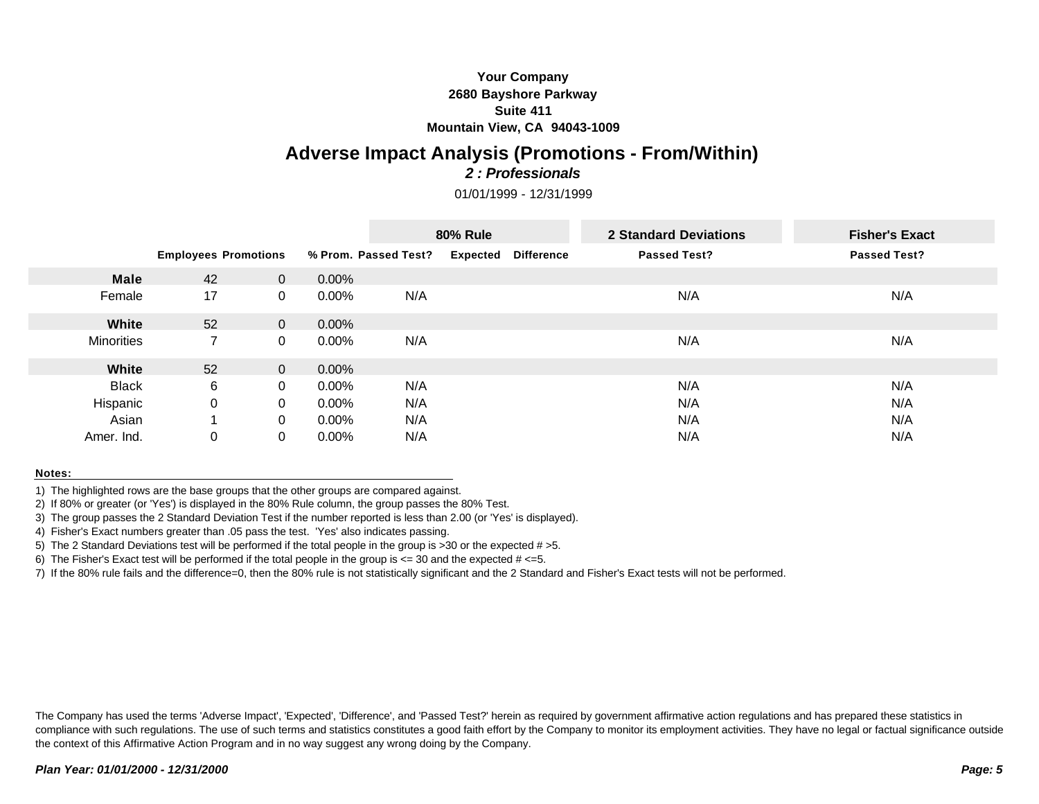**Your Company**
**2680 Bayshore Parkway**
**Suite 411**
**Mountain View, CA 94043-1009**

# Adverse Impact Analysis (Promotions - From/Within)

***2 : Professionals***

01/01/1999 - 12/31/1999

| | Employees | Promotions | % Prom. | 80% Rule Passed Test? | 80% Rule Expected | 80% Rule Difference | 2 Standard Deviations Passed Test? | Fisher's Exact Passed Test? |
|---|---|---|---|---|---|---|---|---|
| **Male** | 42 | 0 | 0.00% | | | | | |
| Female | 17 | 0 | 0.00% | N/A | | | N/A | N/A |
| **White** | 52 | 0 | 0.00% | | | | | |
| Minorities | 7 | 0 | 0.00% | N/A | | | N/A | N/A |
| **White** | 52 | 0 | 0.00% | | | | | |
| Black | 6 | 0 | 0.00% | N/A | | | N/A | N/A |
| Hispanic | 0 | 0 | 0.00% | N/A | | | N/A | N/A |
| Asian | 1 | 0 | 0.00% | N/A | | | N/A | N/A |
| Amer. Ind. | 0 | 0 | 0.00% | N/A | | | N/A | N/A |

**Notes:**

1) The highlighted rows are the base groups that the other groups are compared against.
2) If 80% or greater (or 'Yes') is displayed in the 80% Rule column, the group passes the 80% Test.
3) The group passes the 2 Standard Deviation Test if the number reported is less than 2.00 (or 'Yes' is displayed).
4) Fisher's Exact numbers greater than .05 pass the test. 'Yes' also indicates passing.
5) The 2 Standard Deviations test will be performed if the total people in the group is >30 or the expected # >5.
6) The Fisher's Exact test will be performed if the total people in the group is <= 30 and the expected # <=5.
7) If the 80% rule fails and the difference=0, then the 80% rule is not statistically significant and the 2 Standard and Fisher's Exact tests will not be performed.

The Company has used the terms 'Adverse Impact', 'Expected', 'Difference', and 'Passed Test?' herein as required by government affirmative action regulations and has prepared these statistics in compliance with such regulations. The use of such terms and statistics constitutes a good faith effort by the Company to monitor its employment activities. They have no legal or factual significance outside the context of this Affirmative Action Program and in no way suggest any wrong doing by the Company.

***Plan Year: 01/01/2000 - 12/31/2000***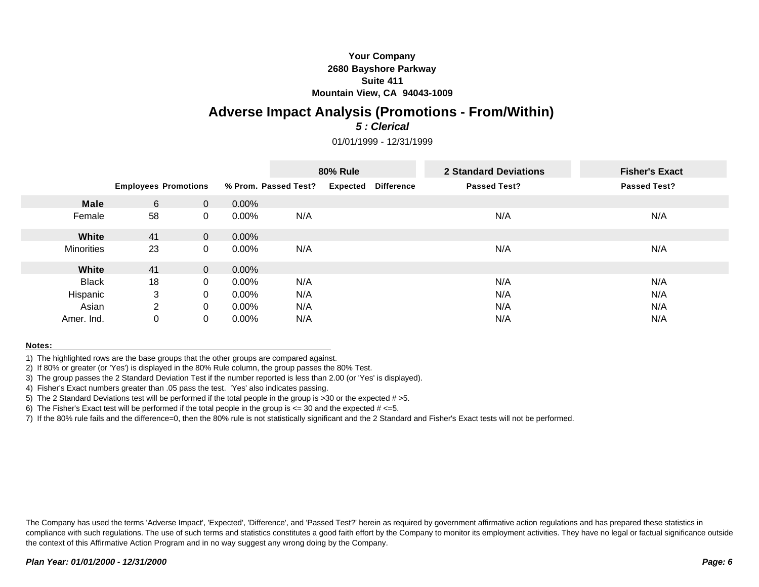**Your Company**
**2680 Bayshore Parkway**
**Suite 411**
**Mountain View, CA 94043-1009**

# Adverse Impact Analysis (Promotions - From/Within)

***5 : Clerical***

01/01/1999 - 12/31/1999

| | | | | 80% Rule | | | 2 Standard Deviations | Fisher's Exact |
|---|---|---|---|---|---|---|---|---|
| | Employees | Promotions | % Prom. | Passed Test? | Expected | Difference | Passed Test? | Passed Test? |
| **Male** | 6 | 0 | 0.00% | | | | | |
| Female | 58 | 0 | 0.00% | N/A | | | N/A | N/A |
| **White** | 41 | 0 | 0.00% | | | | | |
| Minorities | 23 | 0 | 0.00% | N/A | | | N/A | N/A |
| **White** | 41 | 0 | 0.00% | | | | | |
| Black | 18 | 0 | 0.00% | N/A | | | N/A | N/A |
| Hispanic | 3 | 0 | 0.00% | N/A | | | N/A | N/A |
| Asian | 2 | 0 | 0.00% | N/A | | | N/A | N/A |
| Amer. Ind. | 0 | 0 | 0.00% | N/A | | | N/A | N/A |

**Notes:**

1) The highlighted rows are the base groups that the other groups are compared against.
2) If 80% or greater (or 'Yes') is displayed in the 80% Rule column, the group passes the 80% Test.
3) The group passes the 2 Standard Deviation Test if the number reported is less than 2.00 (or 'Yes' is displayed).
4) Fisher's Exact numbers greater than .05 pass the test. 'Yes' also indicates passing.
5) The 2 Standard Deviations test will be performed if the total people in the group is >30 or the expected # >5.
6) The Fisher's Exact test will be performed if the total people in the group is <= 30 and the expected # <=5.
7) If the 80% rule fails and the difference=0, then the 80% rule is not statistically significant and the 2 Standard and Fisher's Exact tests will not be performed.

The Company has used the terms 'Adverse Impact', 'Expected', 'Difference', and 'Passed Test?' herein as required by government affirmative action regulations and has prepared these statistics in compliance with such regulations. The use of such terms and statistics constitutes a good faith effort by the Company to monitor its employment activities. They have no legal or factual significance outside the context of this Affirmative Action Program and in no way suggest any wrong doing by the Company.